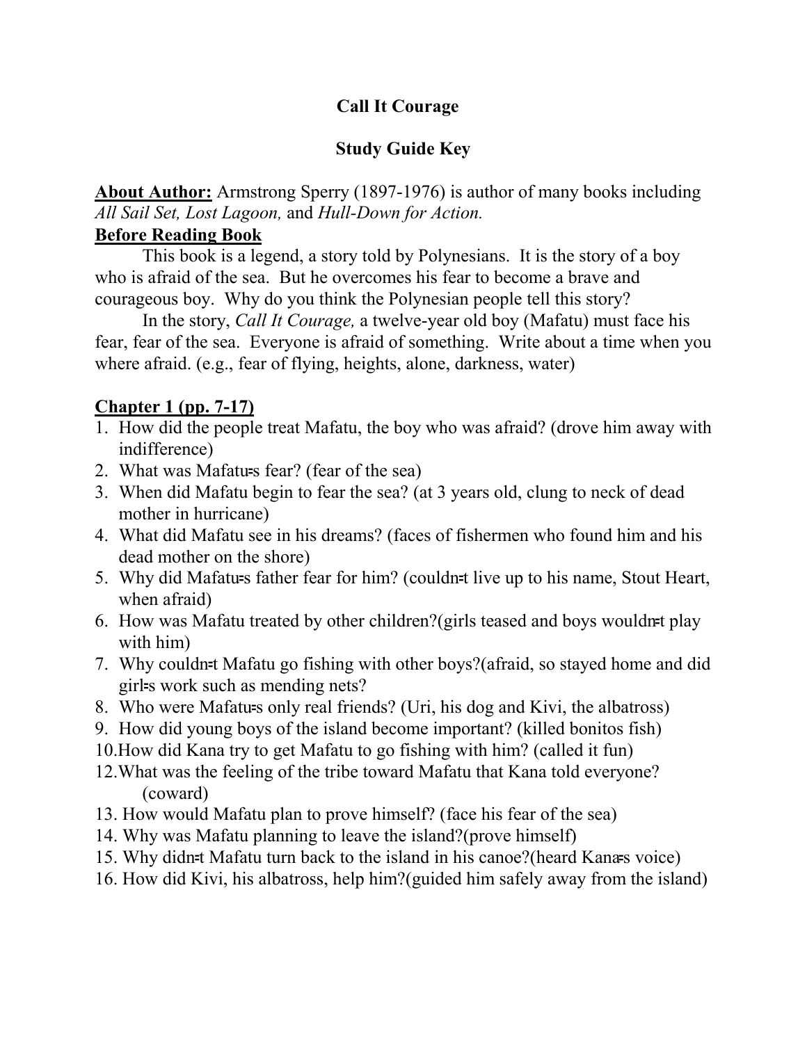# Call It Courage

## Study Guide Key

**<u>About Author:</u>** Armstrong Sperry (1897-1976) is author of many books including *All Sail Set, Lost Lagoon,* and *Hull-Down for Action.*

**<u>Before Reading Book</u>**

This book is a legend, a story told by Polynesians. It is the story of a boy who is afraid of the sea. But he overcomes his fear to become a brave and courageous boy. Why do you think the Polynesian people tell this story?

In the story, *Call It Courage,* a twelve-year old boy (Mafatu) must face his fear, fear of the sea. Everyone is afraid of something. Write about a time when you where afraid. (e.g., fear of flying, heights, alone, darkness, water)

**<u>Chapter 1 (pp. 7-17)</u>**

1. How did the people treat Mafatu, the boy who was afraid? (drove him away with indifference)
2. What was Mafatu=s fear? (fear of the sea)
3. When did Mafatu begin to fear the sea? (at 3 years old, clung to neck of dead mother in hurricane)
4. What did Mafatu see in his dreams? (faces of fishermen who found him and his dead mother on the shore)
5. Why did Mafatu=s father fear for him? (couldn=t live up to his name, Stout Heart, when afraid)
6. How was Mafatu treated by other children?(girls teased and boys wouldn=t play with him)
7. Why couldn=t Mafatu go fishing with other boys?(afraid, so stayed home and did girl=s work such as mending nets?
8. Who were Mafatu=s only real friends? (Uri, his dog and Kivi, the albatross)
9. How did young boys of the island become important? (killed bonitos fish)
10. How did Kana try to get Mafatu to go fishing with him? (called it fun)
12. What was the feeling of the tribe toward Mafatu that Kana told everyone? (coward)
13. How would Mafatu plan to prove himself? (face his fear of the sea)
14. Why was Mafatu planning to leave the island?(prove himself)
15. Why didn=t Mafatu turn back to the island in his canoe?(heard Kana=s voice)
16. How did Kivi, his albatross, help him?(guided him safely away from the island)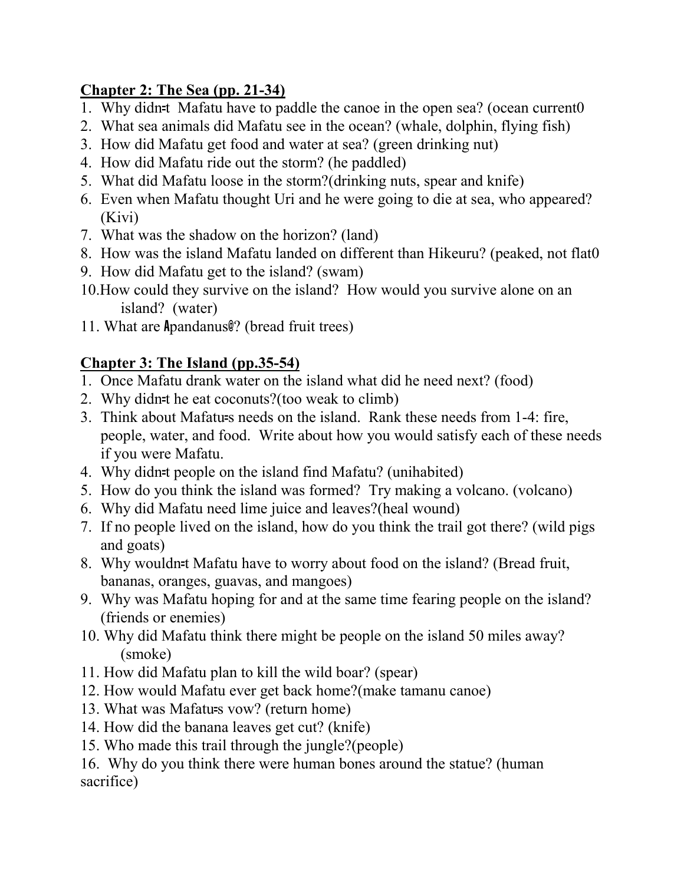**Chapter 2: The Sea (pp. 21-34)**

1. Why didn=t Mafatu have to paddle the canoe in the open sea? (ocean current0
2. What sea animals did Mafatu see in the ocean? (whale, dolphin, flying fish)
3. How did Mafatu get food and water at sea? (green drinking nut)
4. How did Mafatu ride out the storm? (he paddled)
5. What did Mafatu loose in the storm?(drinking nuts, spear and knife)
6. Even when Mafatu thought Uri and he were going to die at sea, who appeared? (Kivi)
7. What was the shadow on the horizon? (land)
8. How was the island Mafatu landed on different than Hikeuru? (peaked, not flat0
9. How did Mafatu get to the island? (swam)
10. How could they survive on the island? How would you survive alone on an island? (water)
11. What are Apandanus@? (bread fruit trees)

**Chapter 3: The Island (pp.35-54)**

1. Once Mafatu drank water on the island what did he need next? (food)
2. Why didn=t he eat coconuts?(too weak to climb)
3. Think about Mafatu=s needs on the island. Rank these needs from 1-4: fire, people, water, and food. Write about how you would satisfy each of these needs if you were Mafatu.
4. Why didn=t people on the island find Mafatu? (unihabited)
5. How do you think the island was formed? Try making a volcano. (volcano)
6. Why did Mafatu need lime juice and leaves?(heal wound)
7. If no people lived on the island, how do you think the trail got there? (wild pigs and goats)
8. Why wouldn=t Mafatu have to worry about food on the island? (Bread fruit, bananas, oranges, guavas, and mangoes)
9. Why was Mafatu hoping for and at the same time fearing people on the island? (friends or enemies)
10. Why did Mafatu think there might be people on the island 50 miles away? (smoke)
11. How did Mafatu plan to kill the wild boar? (spear)
12. How would Mafatu ever get back home?(make tamanu canoe)
13. What was Mafatu=s vow? (return home)
14. How did the banana leaves get cut? (knife)
15. Who made this trail through the jungle?(people)
16. Why do you think there were human bones around the statue? (human sacrifice)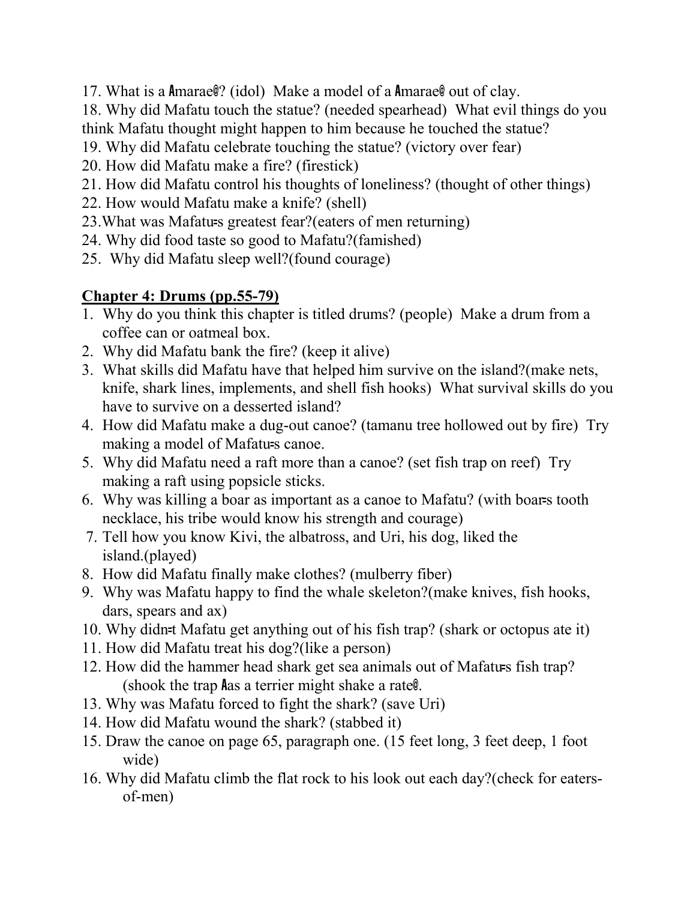17. What is a Amarae@? (idol) Make a model of a Amarae@ out of clay.
18. Why did Mafatu touch the statue? (needed spearhead) What evil things do you think Mafatu thought might happen to him because he touched the statue?
19. Why did Mafatu celebrate touching the statue? (victory over fear)
20. How did Mafatu make a fire? (firestick)
21. How did Mafatu control his thoughts of loneliness? (thought of other things)
22. How would Mafatu make a knife? (shell)
23.What was Mafatu=s greatest fear?(eaters of men returning)
24. Why did food taste so good to Mafatu?(famished)
25. Why did Mafatu sleep well?(found courage)

**Chapter 4: Drums (pp.55-79)**

1. Why do you think this chapter is titled drums? (people) Make a drum from a coffee can or oatmeal box.
2. Why did Mafatu bank the fire? (keep it alive)
3. What skills did Mafatu have that helped him survive on the island?(make nets, knife, shark lines, implements, and shell fish hooks) What survival skills do you have to survive on a desserted island?
4. How did Mafatu make a dug-out canoe? (tamanu tree hollowed out by fire) Try making a model of Mafatu=s canoe.
5. Why did Mafatu need a raft more than a canoe? (set fish trap on reef) Try making a raft using popsicle sticks.
6. Why was killing a boar as important as a canoe to Mafatu? (with boar=s tooth necklace, his tribe would know his strength and courage)
7. Tell how you know Kivi, the albatross, and Uri, his dog, liked the island.(played)
8. How did Mafatu finally make clothes? (mulberry fiber)
9. Why was Mafatu happy to find the whale skeleton?(make knives, fish hooks, dars, spears and ax)
10. Why didn=t Mafatu get anything out of his fish trap? (shark or octopus ate it)
11. How did Mafatu treat his dog?(like a person)
12. How did the hammer head shark get sea animals out of Mafatu=s fish trap? (shook the trap Aas a terrier might shake a rate@.
13. Why was Mafatu forced to fight the shark? (save Uri)
14. How did Mafatu wound the shark? (stabbed it)
15. Draw the canoe on page 65, paragraph one. (15 feet long, 3 feet deep, 1 foot wide)
16. Why did Mafatu climb the flat rock to his look out each day?(check for eaters-of-men)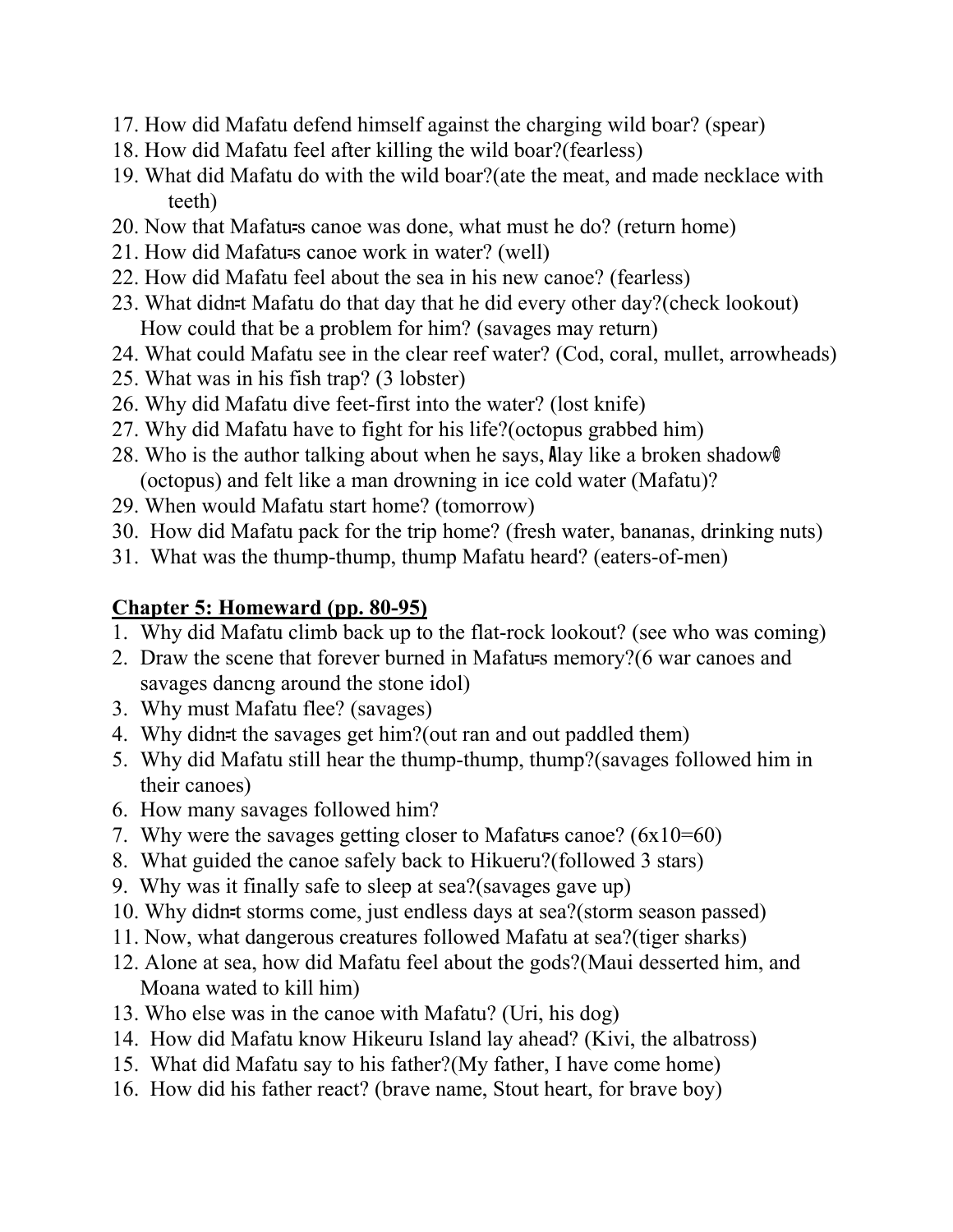17. How did Mafatu defend himself against the charging wild boar? (spear)
18. How did Mafatu feel after killing the wild boar?(fearless)
19. What did Mafatu do with the wild boar?(ate the meat, and made necklace with teeth)
20. Now that Mafatu=s canoe was done, what must he do? (return home)
21. How did Mafatu=s canoe work in water? (well)
22. How did Mafatu feel about the sea in his new canoe? (fearless)
23. What didn=t Mafatu do that day that he did every other day?(check lookout) How could that be a problem for him? (savages may return)
24. What could Mafatu see in the clear reef water? (Cod, coral, mullet, arrowheads)
25. What was in his fish trap? (3 lobster)
26. Why did Mafatu dive feet-first into the water? (lost knife)
27. Why did Mafatu have to fight for his life?(octopus grabbed him)
28. Who is the author talking about when he says, Alay like a broken shadow@ (octopus) and felt like a man drowning in ice cold water (Mafatu)?
29. When would Mafatu start home? (tomorrow)
30. How did Mafatu pack for the trip home? (fresh water, bananas, drinking nuts)
31. What was the thump-thump, thump Mafatu heard? (eaters-of-men)

## Chapter 5: Homeward (pp. 80-95)

1. Why did Mafatu climb back up to the flat-rock lookout? (see who was coming)
2. Draw the scene that forever burned in Mafatu=s memory?(6 war canoes and savages dancng around the stone idol)
3. Why must Mafatu flee? (savages)
4. Why didn=t the savages get him?(out ran and out paddled them)
5. Why did Mafatu still hear the thump-thump, thump?(savages followed him in their canoes)
6. How many savages followed him?
7. Why were the savages getting closer to Mafatu=s canoe? (6x10=60)
8. What guided the canoe safely back to Hikeuru?(followed 3 stars)
9. Why was it finally safe to sleep at sea?(savages gave up)
10. Why didn=t storms come, just endless days at sea?(storm season passed)
11. Now, what dangerous creatures followed Mafatu at sea?(tiger sharks)
12. Alone at sea, how did Mafatu feel about the gods?(Maui desserted him, and Moana wated to kill him)
13. Who else was in the canoe with Mafatu? (Uri, his dog)
14. How did Mafatu know Hikeuru Island lay ahead? (Kivi, the albatross)
15. What did Mafatu say to his father?(My father, I have come home)
16. How did his father react? (brave name, Stout heart, for brave boy)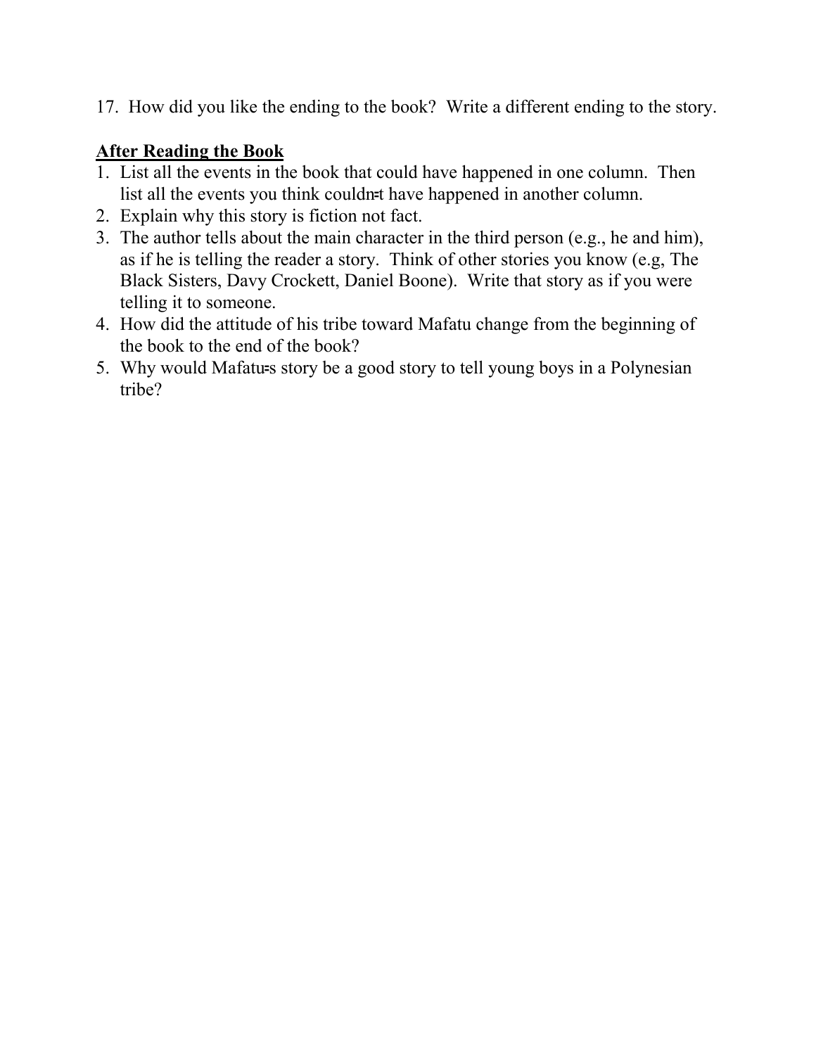17. How did you like the ending to the book? Write a different ending to the story.

**After Reading the Book**

1. List all the events in the book that could have happened in one column. Then list all the events you think couldn=t have happened in another column.
2. Explain why this story is fiction not fact.
3. The author tells about the main character in the third person (e.g., he and him), as if he is telling the reader a story. Think of other stories you know (e.g, The Black Sisters, Davy Crockett, Daniel Boone). Write that story as if you were telling it to someone.
4. How did the attitude of his tribe toward Mafatu change from the beginning of the book to the end of the book?
5. Why would Mafatu=s story be a good story to tell young boys in a Polynesian tribe?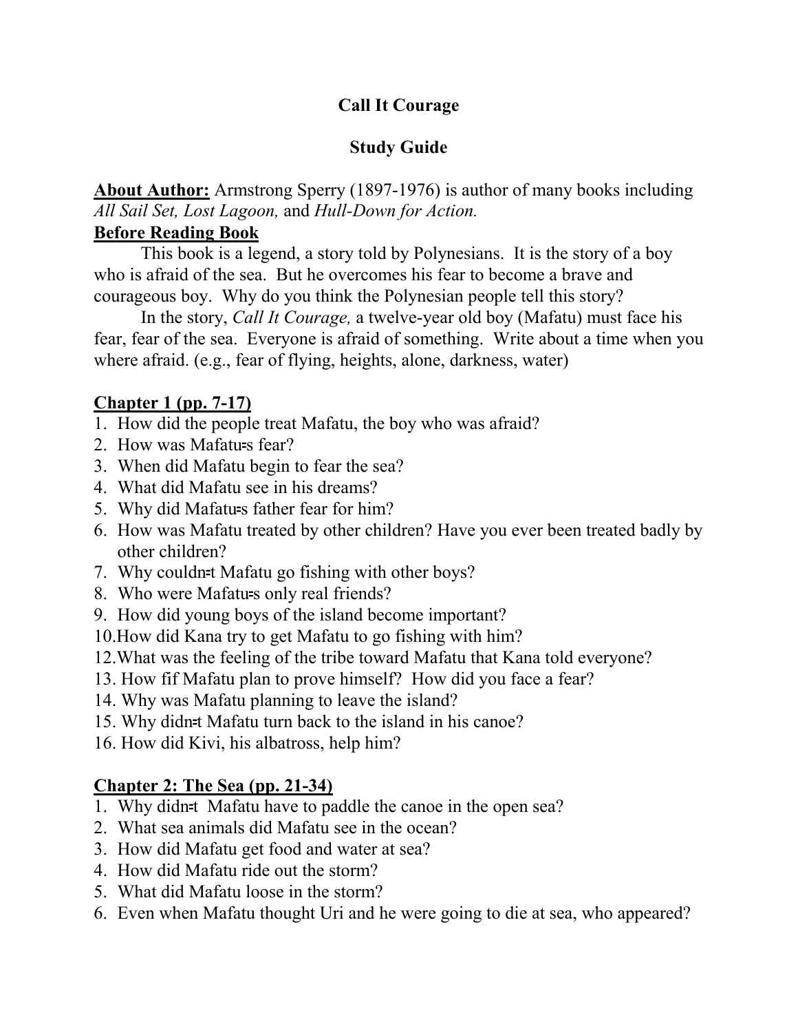# Call It Courage

## Study Guide

**About Author:** Armstrong Sperry (1897-1976) is author of many books including *All Sail Set, Lost Lagoon,* and *Hull-Down for Action.*

**Before Reading Book**

This book is a legend, a story told by Polynesians. It is the story of a boy who is afraid of the sea. But he overcomes his fear to become a brave and courageous boy. Why do you think the Polynesian people tell this story?

In the story, *Call It Courage,* a twelve-year old boy (Mafatu) must face his fear, fear of the sea. Everyone is afraid of something. Write about a time when you where afraid. (e.g., fear of flying, heights, alone, darkness, water)

**Chapter 1 (pp. 7-17)**

1. How did the people treat Mafatu, the boy who was afraid?
2. How was Mafatu=s fear?
3. When did Mafatu begin to fear the sea?
4. What did Mafatu see in his dreams?
5. Why did Mafatu=s father fear for him?
6. How was Mafatu treated by other children? Have you ever been treated badly by other children?
7. Why couldn=t Mafatu go fishing with other boys?
8. Who were Mafatu=s only real friends?
9. How did young boys of the island become important?
10. How did Kana try to get Mafatu to go fishing with him?
12. What was the feeling of the tribe toward Mafatu that Kana told everyone?
13. How fif Mafatu plan to prove himself? How did you face a fear?
14. Why was Mafatu planning to leave the island?
15. Why didn=t Mafatu turn back to the island in his canoe?
16. How did Kivi, his albatross, help him?

**Chapter 2: The Sea (pp. 21-34)**

1. Why didn=t Mafatu have to paddle the canoe in the open sea?
2. What sea animals did Mafatu see in the ocean?
3. How did Mafatu get food and water at sea?
4. How did Mafatu ride out the storm?
5. What did Mafatu loose in the storm?
6. Even when Mafatu thought Uri and he were going to die at sea, who appeared?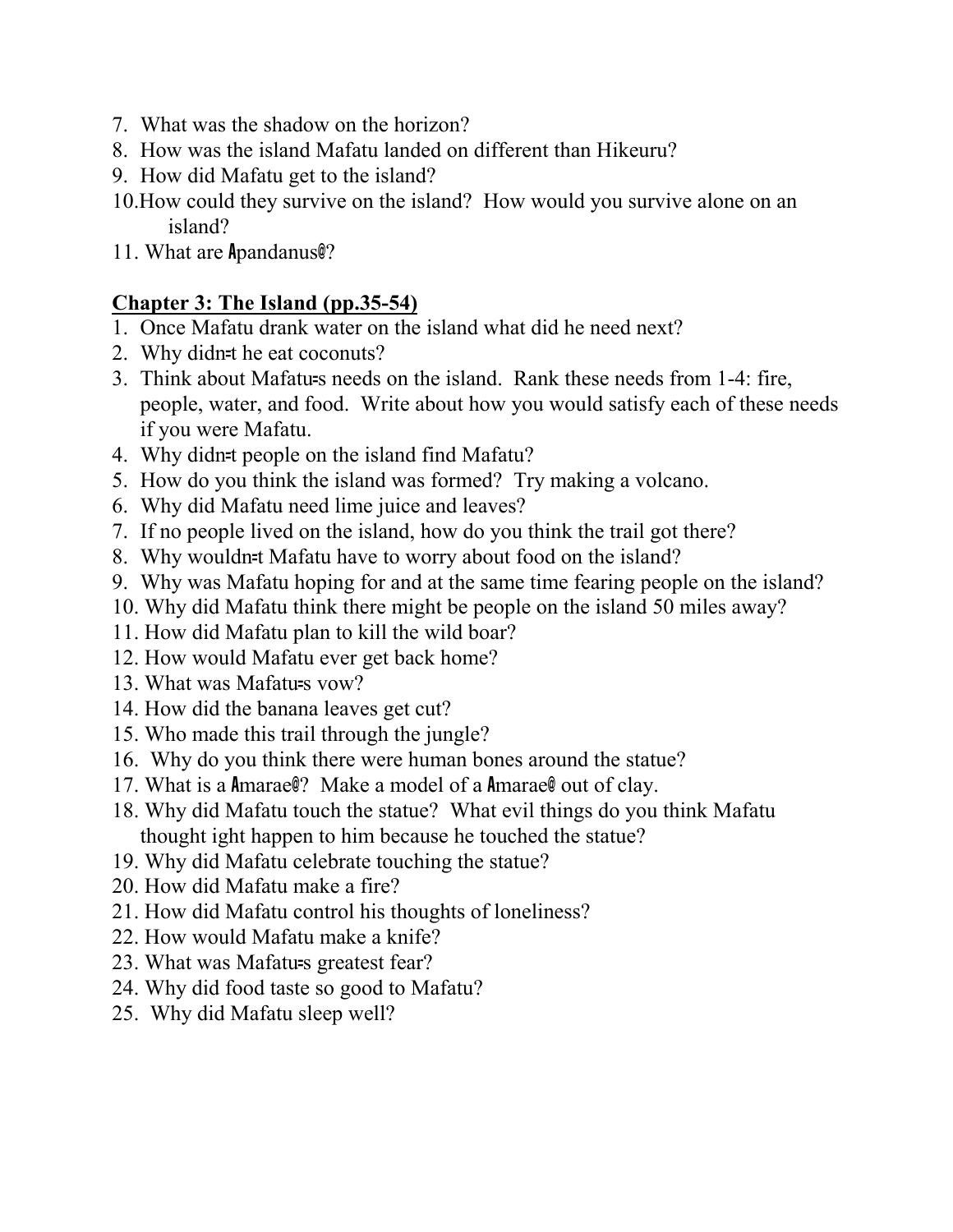7. What was the shadow on the horizon?
8. How was the island Mafatu landed on different than Hikeuru?
9. How did Mafatu get to the island?
10. How could they survive on the island? How would you survive alone on an island?
11. What are Apandanus@?

**Chapter 3: The Island (pp.35-54)**

1. Once Mafatu drank water on the island what did he need next?
2. Why didn=t he eat coconuts?
3. Think about Mafatu=s needs on the island. Rank these needs from 1-4: fire, people, water, and food. Write about how you would satisfy each of these needs if you were Mafatu.
4. Why didn=t people on the island find Mafatu?
5. How do you think the island was formed? Try making a volcano.
6. Why did Mafatu need lime juice and leaves?
7. If no people lived on the island, how do you think the trail got there?
8. Why wouldn=t Mafatu have to worry about food on the island?
9. Why was Mafatu hoping for and at the same time fearing people on the island?
10. Why did Mafatu think there might be people on the island 50 miles away?
11. How did Mafatu plan to kill the wild boar?
12. How would Mafatu ever get back home?
13. What was Mafatu=s vow?
14. How did the banana leaves get cut?
15. Who made this trail through the jungle?
16. Why do you think there were human bones around the statue?
17. What is a Amarae@? Make a model of a Amarae@ out of clay.
18. Why did Mafatu touch the statue? What evil things do you think Mafatu thought ight happen to him because he touched the statue?
19. Why did Mafatu celebrate touching the statue?
20. How did Mafatu make a fire?
21. How did Mafatu control his thoughts of loneliness?
22. How would Mafatu make a knife?
23. What was Mafatu=s greatest fear?
24. Why did food taste so good to Mafatu?
25. Why did Mafatu sleep well?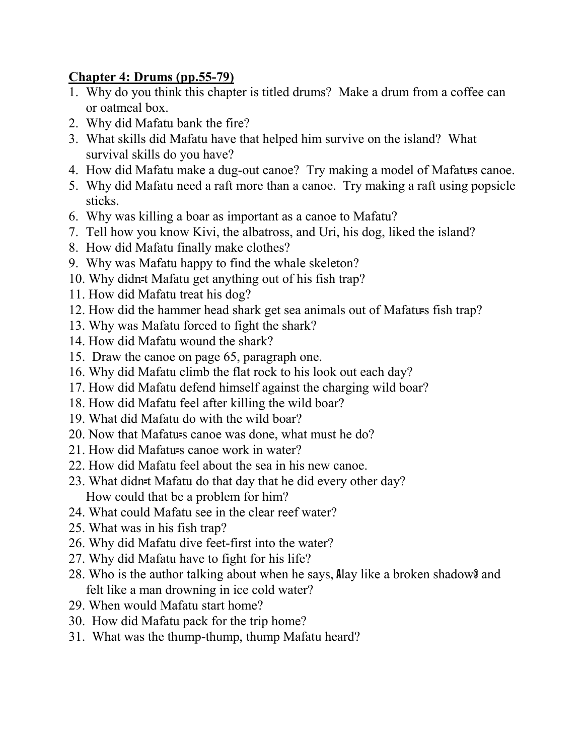**Chapter 4: Drums (pp.55-79)**

1. Why do you think this chapter is titled drums? Make a drum from a coffee can or oatmeal box.
2. Why did Mafatu bank the fire?
3. What skills did Mafatu have that helped him survive on the island? What survival skills do you have?
4. How did Mafatu make a dug-out canoe? Try making a model of Mafatu=s canoe.
5. Why did Mafatu need a raft more than a canoe. Try making a raft using popsicle sticks.
6. Why was killing a boar as important as a canoe to Mafatu?
7. Tell how you know Kivi, the albatross, and Uri, his dog, liked the island?
8. How did Mafatu finally make clothes?
9. Why was Mafatu happy to find the whale skeleton?
10. Why didn=t Mafatu get anything out of his fish trap?
11. How did Mafatu treat his dog?
12. How did the hammer head shark get sea animals out of Mafatu=s fish trap?
13. Why was Mafatu forced to fight the shark?
14. How did Mafatu wound the shark?
15. Draw the canoe on page 65, paragraph one.
16. Why did Mafatu climb the flat rock to his look out each day?
17. How did Mafatu defend himself against the charging wild boar?
18. How did Mafatu feel after killing the wild boar?
19. What did Mafatu do with the wild boar?
20. Now that Mafatu=s canoe was done, what must he do?
21. How did Mafatu=s canoe work in water?
22. How did Mafatu feel about the sea in his new canoe.
23. What didn=t Mafatu do that day that he did every other day? How could that be a problem for him?
24. What could Mafatu see in the clear reef water?
25. What was in his fish trap?
26. Why did Mafatu dive feet-first into the water?
27. Why did Mafatu have to fight for his life?
28. Who is the author talking about when he says, Alay like a broken shadow@ and felt like a man drowning in ice cold water?
29. When would Mafatu start home?
30. How did Mafatu pack for the trip home?
31. What was the thump-thump, thump Mafatu heard?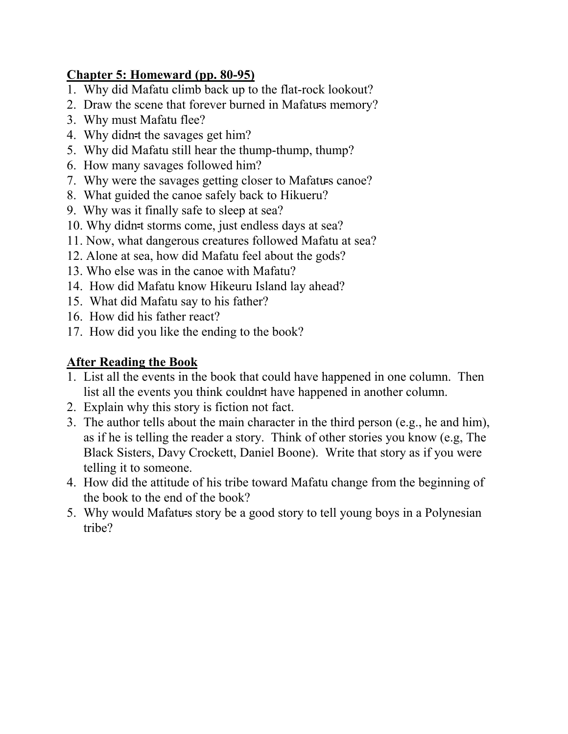**Chapter 5: Homeward (pp. 80-95)**

1. Why did Mafatu climb back up to the flat-rock lookout?
2. Draw the scene that forever burned in Mafatu=s memory?
3. Why must Mafatu flee?
4. Why didn=t the savages get him?
5. Why did Mafatu still hear the thump-thump, thump?
6. How many savages followed him?
7. Why were the savages getting closer to Mafatu=s canoe?
8. What guided the canoe safely back to Hikueru?
9. Why was it finally safe to sleep at sea?
10. Why didn=t storms come, just endless days at sea?
11. Now, what dangerous creatures followed Mafatu at sea?
12. Alone at sea, how did Mafatu feel about the gods?
13. Who else was in the canoe with Mafatu?
14. How did Mafatu know Hikeuru Island lay ahead?
15. What did Mafatu say to his father?
16. How did his father react?
17. How did you like the ending to the book?

**After Reading the Book**

1. List all the events in the book that could have happened in one column. Then list all the events you think couldn=t have happened in another column.
2. Explain why this story is fiction not fact.
3. The author tells about the main character in the third person (e.g., he and him), as if he is telling the reader a story. Think of other stories you know (e.g, The Black Sisters, Davy Crockett, Daniel Boone). Write that story as if you were telling it to someone.
4. How did the attitude of his tribe toward Mafatu change from the beginning of the book to the end of the book?
5. Why would Mafatu=s story be a good story to tell young boys in a Polynesian tribe?